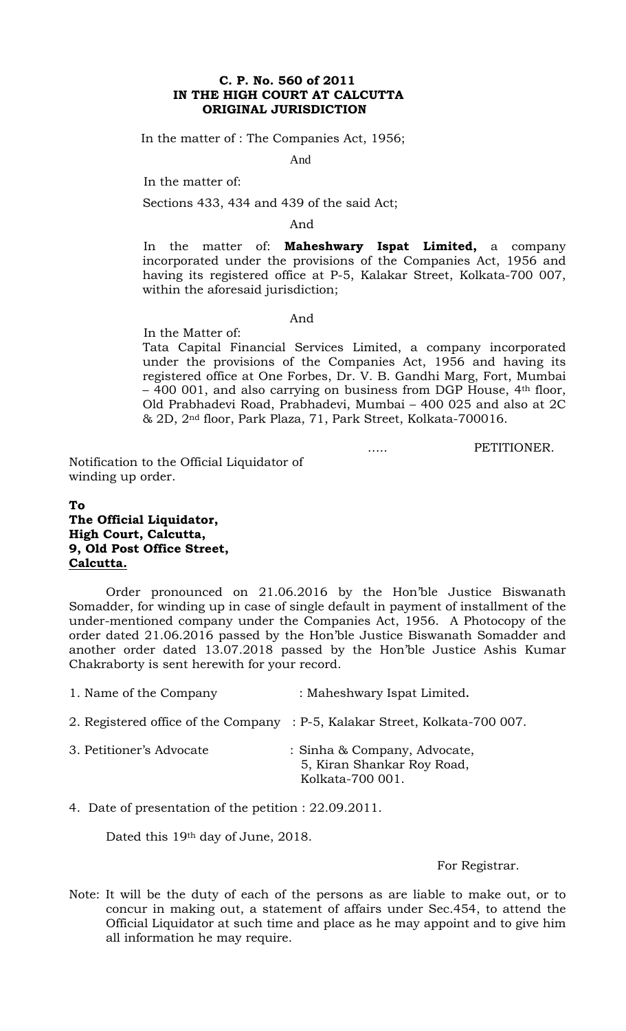**C. P. No. 560 of 2011**
**IN THE HIGH COURT AT CALCUTTA**
**ORIGINAL JURISDICTION**

In the matter of : The Companies Act, 1956;

And

In the matter of:

Sections 433, 434 and 439 of the said Act;

And

In the matter of: **Maheshwary Ispat Limited,** a company incorporated under the provisions of the Companies Act, 1956 and having its registered office at P-5, Kalakar Street, Kolkata-700 007, within the aforesaid jurisdiction;

And

In the Matter of:
Tata Capital Financial Services Limited, a company incorporated under the provisions of the Companies Act, 1956 and having its registered office at One Forbes, Dr. V. B. Gandhi Marg, Fort, Mumbai – 400 001, and also carrying on business from DGP House, 4th floor, Old Prabhadevi Road, Prabhadevi, Mumbai – 400 025 and also at 2C & 2D, 2nd floor, Park Plaza, 71, Park Street, Kolkata-700016.

….. PETITIONER.

Notification to the Official Liquidator of winding up order.

**To**
**The Official Liquidator,**
**High Court, Calcutta,**
**9, Old Post Office Street,**
**Calcutta.**

Order pronounced on 21.06.2016 by the Hon'ble Justice Biswanath Somadder, for winding up in case of single default in payment of installment of the under-mentioned company under the Companies Act, 1956. A Photocopy of the order dated 21.06.2016 passed by the Hon'ble Justice Biswanath Somadder and another order dated 13.07.2018 passed by the Hon'ble Justice Ashis Kumar Chakraborty is sent herewith for your record.

1. Name of the Company : Maheshwary Ispat Limited.

2. Registered office of the Company : P-5, Kalakar Street, Kolkata-700 007.

3. Petitioner's Advocate : Sinha & Company, Advocate, 5, Kiran Shankar Roy Road, Kolkata-700 001.

4. Date of presentation of the petition : 22.09.2011.

Dated this 19th day of June, 2018.

For Registrar.

Note: It will be the duty of each of the persons as are liable to make out, or to concur in making out, a statement of affairs under Sec.454, to attend the Official Liquidator at such time and place as he may appoint and to give him all information he may require.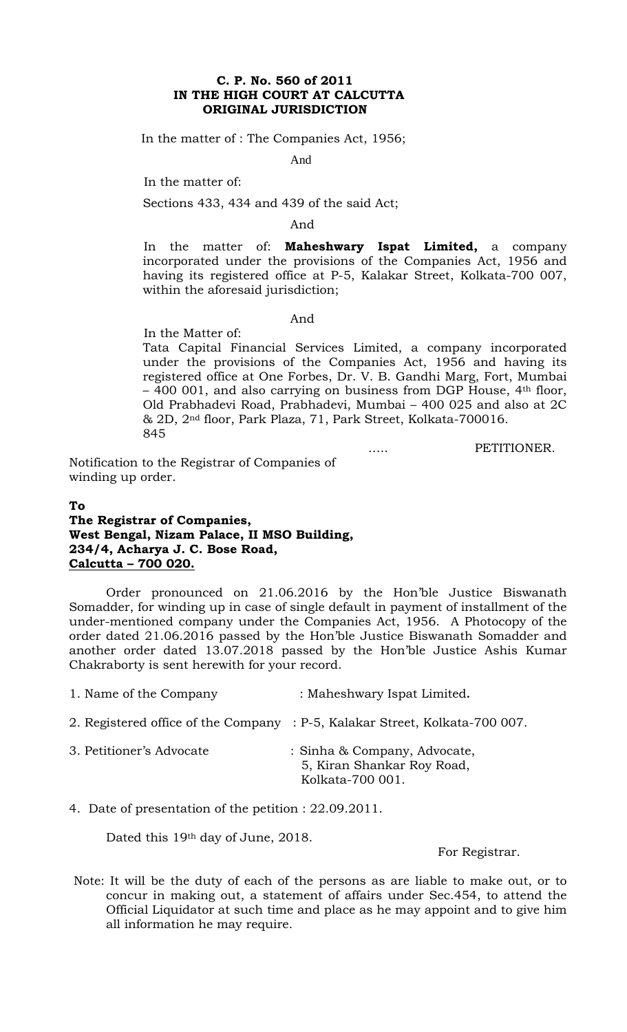**C. P. No. 560 of 2011**
**IN THE HIGH COURT AT CALCUTTA**
**ORIGINAL JURISDICTION**

In the matter of : The Companies Act, 1956;

And

In the matter of:

Sections 433, 434 and 439 of the said Act;

And

In the matter of: **Maheshwary Ispat Limited,** a company incorporated under the provisions of the Companies Act, 1956 and having its registered office at P-5, Kalakar Street, Kolkata-700 007, within the aforesaid jurisdiction;

And

In the Matter of:
Tata Capital Financial Services Limited, a company incorporated under the provisions of the Companies Act, 1956 and having its registered office at One Forbes, Dr. V. B. Gandhi Marg, Fort, Mumbai – 400 001, and also carrying on business from DGP House, 4th floor, Old Prabhadevi Road, Prabhadevi, Mumbai – 400 025 and also at 2C & 2D, 2nd floor, Park Plaza, 71, Park Street, Kolkata-700016.
845

….. PETITIONER.

Notification to the Registrar of Companies of winding up order.

**To**
**The Registrar of Companies,**
**West Bengal, Nizam Palace, II MSO Building,**
**234/4, Acharya J. C. Bose Road,**
**Calcutta – 700 020.**

Order pronounced on 21.06.2016 by the Hon'ble Justice Biswanath Somadder, for winding up in case of single default in payment of installment of the under-mentioned company under the Companies Act, 1956. A Photocopy of the order dated 21.06.2016 passed by the Hon'ble Justice Biswanath Somadder and another order dated 13.07.2018 passed by the Hon'ble Justice Ashis Kumar Chakraborty is sent herewith for your record.

1. Name of the Company : Maheshwary Ispat Limited**.**

2. Registered office of the Company : P-5, Kalakar Street, Kolkata-700 007.

3. Petitioner's Advocate : Sinha & Company, Advocate, 5, Kiran Shankar Roy Road, Kolkata-700 001.

4. Date of presentation of the petition : 22.09.2011.

Dated this 19th day of June, 2018.

For Registrar.

Note: It will be the duty of each of the persons as are liable to make out, or to concur in making out, a statement of affairs under Sec.454, to attend the Official Liquidator at such time and place as he may appoint and to give him all information he may require.